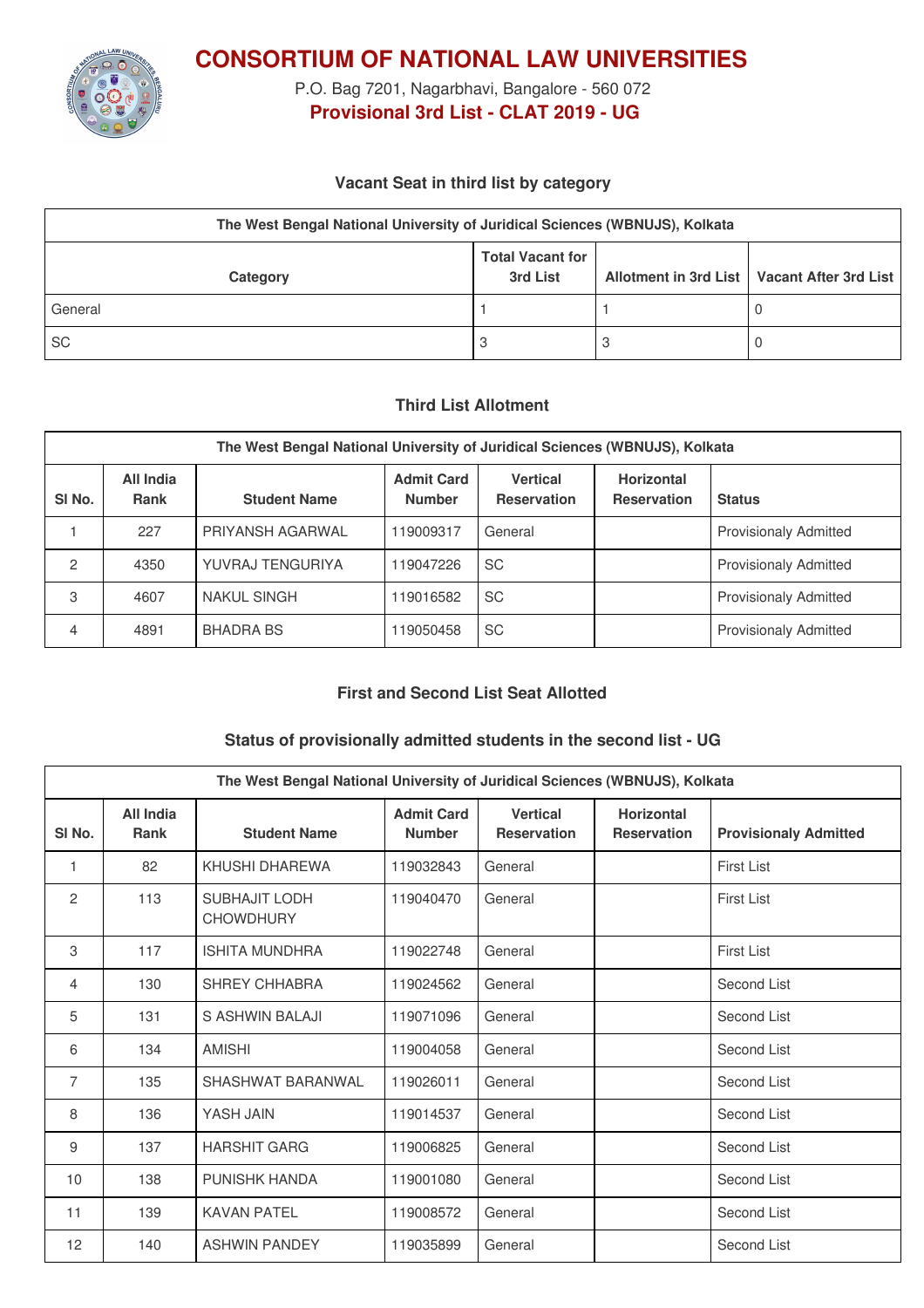# CONSORTIUM OF NATIONAL LAW UNIVERSITIES

P.O. Bag 7201, Nagarbhavi, Bangalore - 560 072

## Provisional 3rd List - CLAT 2019 - UG

### Vacant Seat in third list by category

| The West Bengal National University of Juridical Sciences (WBNUJS), Kolkata | | | |
|---|---|---|---|
| **Category** | **Total Vacant for 3rd List** | **Allotment in 3rd List** | **Vacant After 3rd List** |
| General | 1 | 1 | 0 |
| SC | 3 | 3 | 0 |

### Third List Allotment

| The West Bengal National University of Juridical Sciences (WBNUJS), Kolkata | | | | | | |
|---|---|---|---|---|---|---|
| **Sl No.** | **All India Rank** | **Student Name** | **Admit Card Number** | **Vertical Reservation** | **Horizontal Reservation** | **Status** |
| 1 | 227 | PRIYANSH AGARWAL | 119009317 | General | | Provisionaly Admitted |
| 2 | 4350 | YUVRAJ TENGURIYA | 119047226 | SC | | Provisionaly Admitted |
| 3 | 4607 | NAKUL SINGH | 119016582 | SC | | Provisionaly Admitted |
| 4 | 4891 | BHADRA BS | 119050458 | SC | | Provisionaly Admitted |

### First and Second List Seat Allotted

### Status of provisionally admitted students in the second list - UG

| The West Bengal National University of Juridical Sciences (WBNUJS), Kolkata | | | | | | |
|---|---|---|---|---|---|---|
| **Sl No.** | **All India Rank** | **Student Name** | **Admit Card Number** | **Vertical Reservation** | **Horizontal Reservation** | **Provisionaly Admitted** |
| 1 | 82 | KHUSHI DHAREWA | 119032843 | General | | First List |
| 2 | 113 | SUBHAJIT LODH CHOWDHURY | 119040470 | General | | First List |
| 3 | 117 | ISHITA MUNDHRA | 119022748 | General | | First List |
| 4 | 130 | SHREY CHHABRA | 119024562 | General | | Second List |
| 5 | 131 | S ASHWIN BALAJI | 119071096 | General | | Second List |
| 6 | 134 | AMISHI | 119004058 | General | | Second List |
| 7 | 135 | SHASHWAT BARANWAL | 119026011 | General | | Second List |
| 8 | 136 | YASH JAIN | 119014537 | General | | Second List |
| 9 | 137 | HARSHIT GARG | 119006825 | General | | Second List |
| 10 | 138 | PUNISHK HANDA | 119001080 | General | | Second List |
| 11 | 139 | KAVAN PATEL | 119008572 | General | | Second List |
| 12 | 140 | ASHWIN PANDEY | 119035899 | General | | Second List |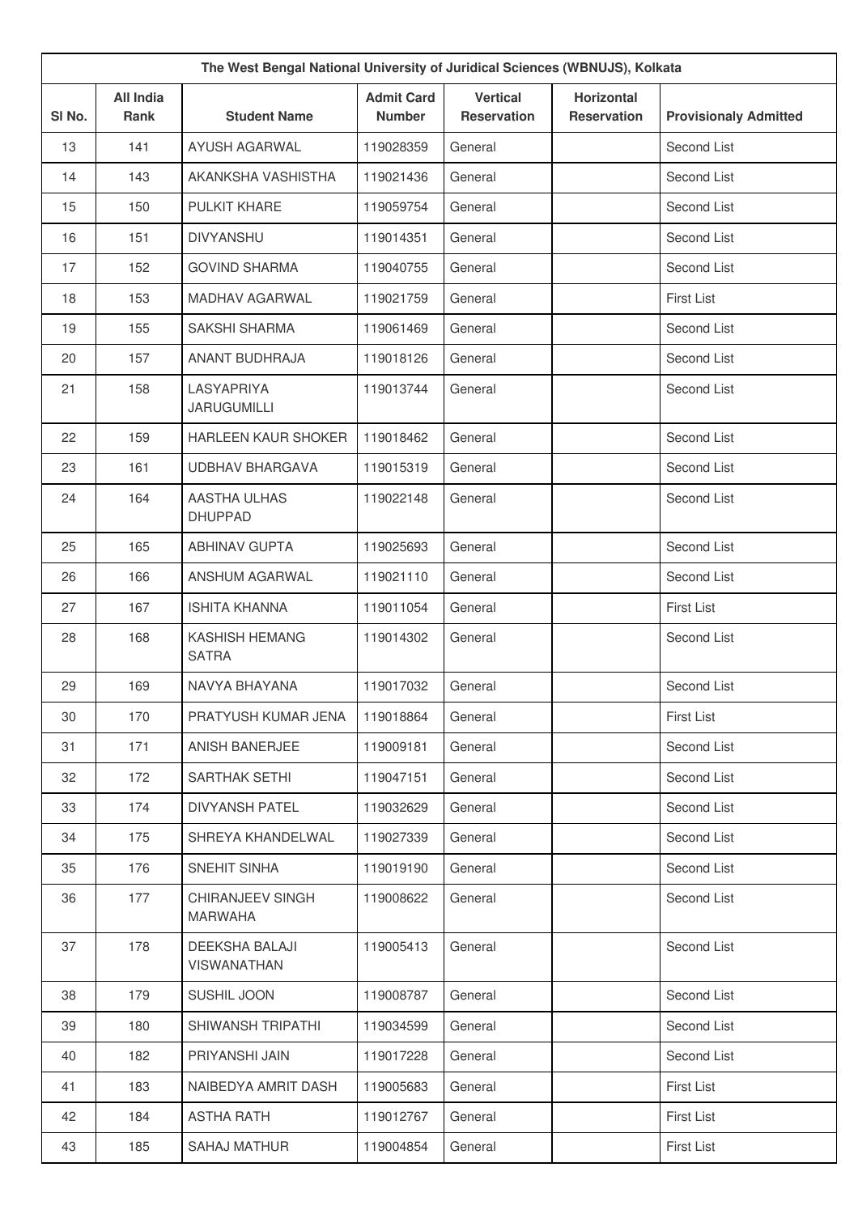| The West Bengal National University of Juridical Sciences (WBNUJS), Kolkata | | | | | | |
|---|---|---|---|---|---|---|
| Sl No. | All India Rank | Student Name | Admit Card Number | Vertical Reservation | Horizontal Reservation | Provisionaly Admitted |
| 13 | 141 | AYUSH AGARWAL | 119028359 | General | | Second List |
| 14 | 143 | AKANKSHA VASHISTHA | 119021436 | General | | Second List |
| 15 | 150 | PULKIT KHARE | 119059754 | General | | Second List |
| 16 | 151 | DIVYANSHU | 119014351 | General | | Second List |
| 17 | 152 | GOVIND SHARMA | 119040755 | General | | Second List |
| 18 | 153 | MADHAV AGARWAL | 119021759 | General | | First List |
| 19 | 155 | SAKSHI SHARMA | 119061469 | General | | Second List |
| 20 | 157 | ANANT BUDHRAJA | 119018126 | General | | Second List |
| 21 | 158 | LASYAPRIYA JARUGUMILLI | 119013744 | General | | Second List |
| 22 | 159 | HARLEEN KAUR SHOKER | 119018462 | General | | Second List |
| 23 | 161 | UDBHAV BHARGAVA | 119015319 | General | | Second List |
| 24 | 164 | AASTHA ULHAS DHUPPAD | 119022148 | General | | Second List |
| 25 | 165 | ABHINAV GUPTA | 119025693 | General | | Second List |
| 26 | 166 | ANSHUM AGARWAL | 119021110 | General | | Second List |
| 27 | 167 | ISHITA KHANNA | 119011054 | General | | First List |
| 28 | 168 | KASHISH HEMANG SATRA | 119014302 | General | | Second List |
| 29 | 169 | NAVYA BHAYANA | 119017032 | General | | Second List |
| 30 | 170 | PRATYUSH KUMAR JENA | 119018864 | General | | First List |
| 31 | 171 | ANISH BANERJEE | 119009181 | General | | Second List |
| 32 | 172 | SARTHAK SETHI | 119047151 | General | | Second List |
| 33 | 174 | DIVYANSH PATEL | 119032629 | General | | Second List |
| 34 | 175 | SHREYA KHANDELWAL | 119027339 | General | | Second List |
| 35 | 176 | SNEHIT SINHA | 119019190 | General | | Second List |
| 36 | 177 | CHIRANJEEV SINGH MARWAHA | 119008622 | General | | Second List |
| 37 | 178 | DEEKSHA BALAJI VISWANATHAN | 119005413 | General | | Second List |
| 38 | 179 | SUSHIL JOON | 119008787 | General | | Second List |
| 39 | 180 | SHIWANSH TRIPATHI | 119034599 | General | | Second List |
| 40 | 182 | PRIYANSHI JAIN | 119017228 | General | | Second List |
| 41 | 183 | NAIBEDYA AMRIT DASH | 119005683 | General | | First List |
| 42 | 184 | ASTHA RATH | 119012767 | General | | First List |
| 43 | 185 | SAHAJ MATHUR | 119004854 | General | | First List |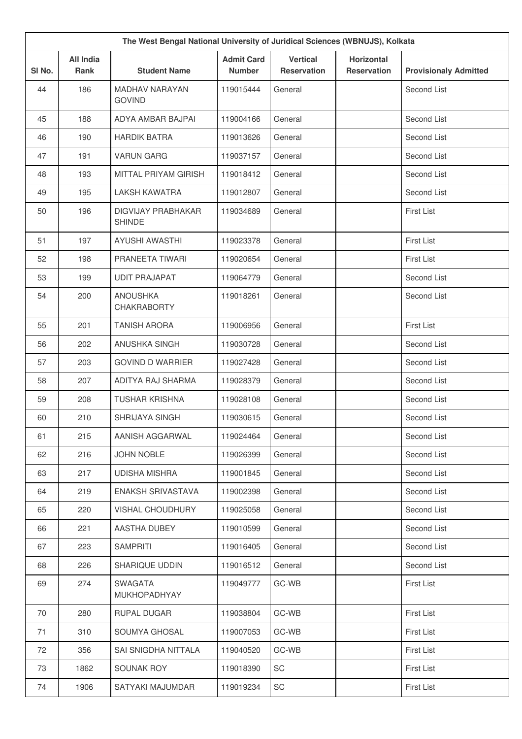| The West Bengal National University of Juridical Sciences (WBNUJS), Kolkata | | | | | | |
|---|---|---|---|---|---|---|
| Sl No. | All India Rank | Student Name | Admit Card Number | Vertical Reservation | Horizontal Reservation | Provisionaly Admitted |
| 44 | 186 | MADHAV NARAYAN GOVIND | 119015444 | General | | Second List |
| 45 | 188 | ADYA AMBAR BAJPAI | 119004166 | General | | Second List |
| 46 | 190 | HARDIK BATRA | 119013626 | General | | Second List |
| 47 | 191 | VARUN GARG | 119037157 | General | | Second List |
| 48 | 193 | MITTAL PRIYAM GIRISH | 119018412 | General | | Second List |
| 49 | 195 | LAKSH KAWATRA | 119012807 | General | | Second List |
| 50 | 196 | DIGVIJAY PRABHAKAR SHINDE | 119034689 | General | | First List |
| 51 | 197 | AYUSHI AWASTHI | 119023378 | General | | First List |
| 52 | 198 | PRANEETA TIWARI | 119020654 | General | | First List |
| 53 | 199 | UDIT PRAJAPAT | 119064779 | General | | Second List |
| 54 | 200 | ANOUSHKA CHAKRABORTY | 119018261 | General | | Second List |
| 55 | 201 | TANISH ARORA | 119006956 | General | | First List |
| 56 | 202 | ANUSHKA SINGH | 119030728 | General | | Second List |
| 57 | 203 | GOVIND D WARRIER | 119027428 | General | | Second List |
| 58 | 207 | ADITYA RAJ SHARMA | 119028379 | General | | Second List |
| 59 | 208 | TUSHAR KRISHNA | 119028108 | General | | Second List |
| 60 | 210 | SHRIJAYA SINGH | 119030615 | General | | Second List |
| 61 | 215 | AANISH AGGARWAL | 119024464 | General | | Second List |
| 62 | 216 | JOHN NOBLE | 119026399 | General | | Second List |
| 63 | 217 | UDISHA MISHRA | 119001845 | General | | Second List |
| 64 | 219 | ENAKSH SRIVASTAVA | 119002398 | General | | Second List |
| 65 | 220 | VISHAL CHOUDHURY | 119025058 | General | | Second List |
| 66 | 221 | AASTHA DUBEY | 119010599 | General | | Second List |
| 67 | 223 | SAMPRITI | 119016405 | General | | Second List |
| 68 | 226 | SHARIQUE UDDIN | 119016512 | General | | Second List |
| 69 | 274 | SWAGATA MUKHOPADHYAY | 119049777 | GC-WB | | First List |
| 70 | 280 | RUPAL DUGAR | 119038804 | GC-WB | | First List |
| 71 | 310 | SOUMYA GHOSAL | 119007053 | GC-WB | | First List |
| 72 | 356 | SAI SNIGDHA NITTALA | 119040520 | GC-WB | | First List |
| 73 | 1862 | SOUNAK ROY | 119018390 | SC | | First List |
| 74 | 1906 | SATYAKI MAJUMDAR | 119019234 | SC | | First List |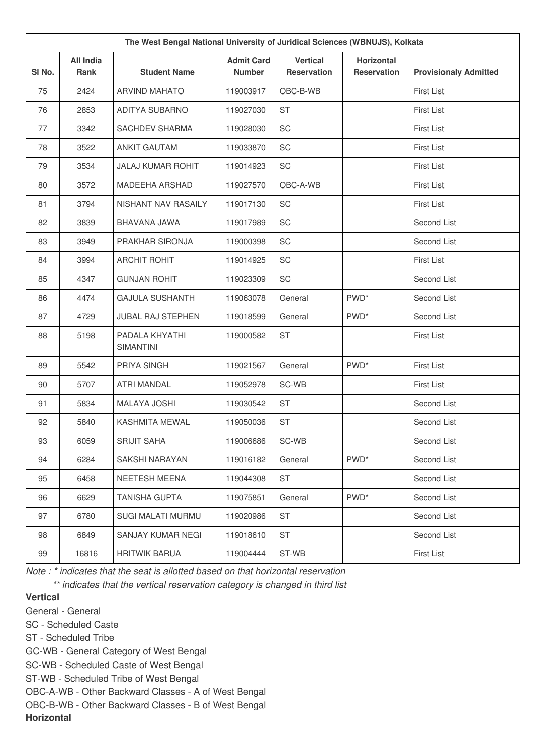| The West Bengal National University of Juridical Sciences (WBNUJS), Kolkata | | | | | | |
|---|---|---|---|---|---|---|
| Sl No. | All India Rank | Student Name | Admit Card Number | Vertical Reservation | Horizontal Reservation | Provisionaly Admitted |
| 75 | 2424 | ARVIND MAHATO | 119003917 | OBC-B-WB | | First List |
| 76 | 2853 | ADITYA SUBARNO | 119027030 | ST | | First List |
| 77 | 3342 | SACHDEV SHARMA | 119028030 | SC | | First List |
| 78 | 3522 | ANKIT GAUTAM | 119033870 | SC | | First List |
| 79 | 3534 | JALAJ KUMAR ROHIT | 119014923 | SC | | First List |
| 80 | 3572 | MADEEHA ARSHAD | 119027570 | OBC-A-WB | | First List |
| 81 | 3794 | NISHANT NAV RASAILY | 119017130 | SC | | First List |
| 82 | 3839 | BHAVANA JAWA | 119017989 | SC | | Second List |
| 83 | 3949 | PRAKHAR SIRONJA | 119000398 | SC | | Second List |
| 84 | 3994 | ARCHIT ROHIT | 119014925 | SC | | First List |
| 85 | 4347 | GUNJAN ROHIT | 119023309 | SC | | Second List |
| 86 | 4474 | GAJULA SUSHANTH | 119063078 | General | PWD* | Second List |
| 87 | 4729 | JUBAL RAJ STEPHEN | 119018599 | General | PWD* | Second List |
| 88 | 5198 | PADALA KHYATHI SIMANTINI | 119000582 | ST | | First List |
| 89 | 5542 | PRIYA SINGH | 119021567 | General | PWD* | First List |
| 90 | 5707 | ATRI MANDAL | 119052978 | SC-WB | | First List |
| 91 | 5834 | MALAYA JOSHI | 119030542 | ST | | Second List |
| 92 | 5840 | KASHMITA MEWAL | 119050036 | ST | | Second List |
| 93 | 6059 | SRIJIT SAHA | 119006686 | SC-WB | | Second List |
| 94 | 6284 | SAKSHI NARAYAN | 119016182 | General | PWD* | Second List |
| 95 | 6458 | NEETESH MEENA | 119044308 | ST | | Second List |
| 96 | 6629 | TANISHA GUPTA | 119075851 | General | PWD* | Second List |
| 97 | 6780 | SUGI MALATI MURMU | 119020986 | ST | | Second List |
| 98 | 6849 | SANJAY KUMAR NEGI | 119018610 | ST | | Second List |
| 99 | 16816 | HRITWIK BARUA | 119004444 | ST-WB | | First List |

*Note : * indicates that the seat is allotted based on that horizontal reservation*

*** indicates that the vertical reservation category is changed in third list*

**Vertical**

General - General

SC - Scheduled Caste

ST - Scheduled Tribe

GC-WB - General Category of West Bengal

SC-WB - Scheduled Caste of West Bengal

ST-WB - Scheduled Tribe of West Bengal

OBC-A-WB - Other Backward Classes - A of West Bengal

OBC-B-WB - Other Backward Classes - B of West Bengal

**Horizontal**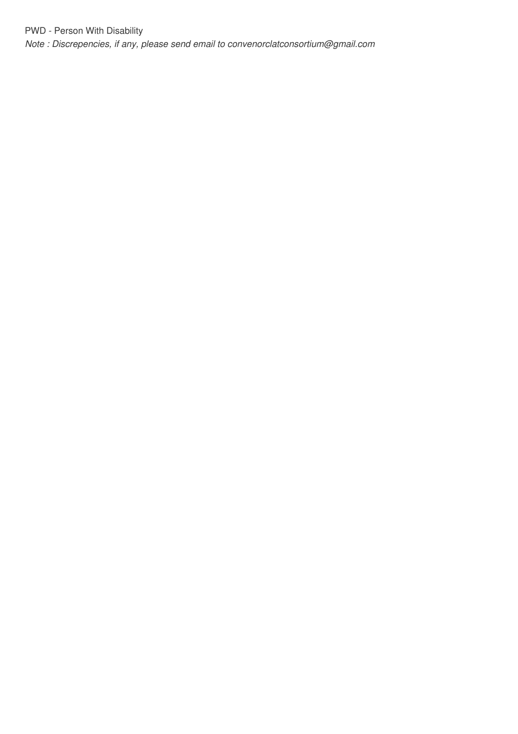PWD - Person With Disability

*Note : Discrepencies, if any, please send email to convenorclatconsortium@gmail.com*